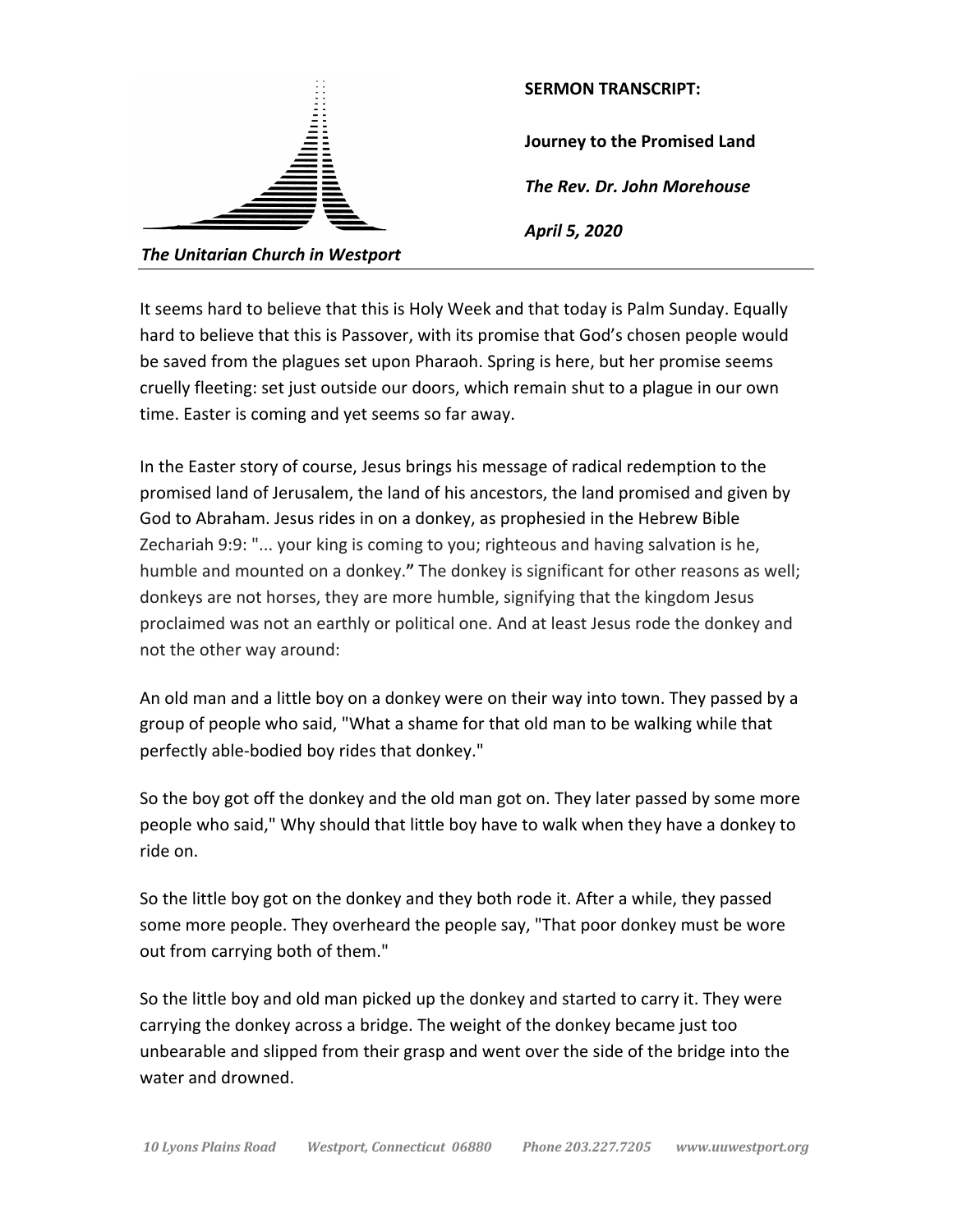*The Unitarian Church in Westport*

**SERMON TRANSCRIPT:**

**Journey to the Promised Land**

***The Rev. Dr. John Morehouse***

***April 5, 2020***

---

It seems hard to believe that this is Holy Week and that today is Palm Sunday. Equally hard to believe that this is Passover, with its promise that God's chosen people would be saved from the plagues set upon Pharaoh. Spring is here, but her promise seems cruelly fleeting: set just outside our doors, which remain shut to a plague in our own time. Easter is coming and yet seems so far away.

In the Easter story of course, Jesus brings his message of radical redemption to the promised land of Jerusalem, the land of his ancestors, the land promised and given by God to Abraham. Jesus rides in on a donkey, as prophesied in the Hebrew Bible Zechariah 9:9: "... your king is coming to you; righteous and having salvation is he, humble and mounted on a donkey.**"** The donkey is significant for other reasons as well; donkeys are not horses, they are more humble, signifying that the kingdom Jesus proclaimed was not an earthly or political one. And at least Jesus rode the donkey and not the other way around:

An old man and a little boy on a donkey were on their way into town. They passed by a group of people who said, "What a shame for that old man to be walking while that perfectly able-bodied boy rides that donkey."

So the boy got off the donkey and the old man got on. They later passed by some more people who said," Why should that little boy have to walk when they have a donkey to ride on.

So the little boy got on the donkey and they both rode it. After a while, they passed some more people. They overheard the people say, "That poor donkey must be wore out from carrying both of them."

So the little boy and old man picked up the donkey and started to carry it. They were carrying the donkey across a bridge. The weight of the donkey became just too unbearable and slipped from their grasp and went over the side of the bridge into the water and drowned.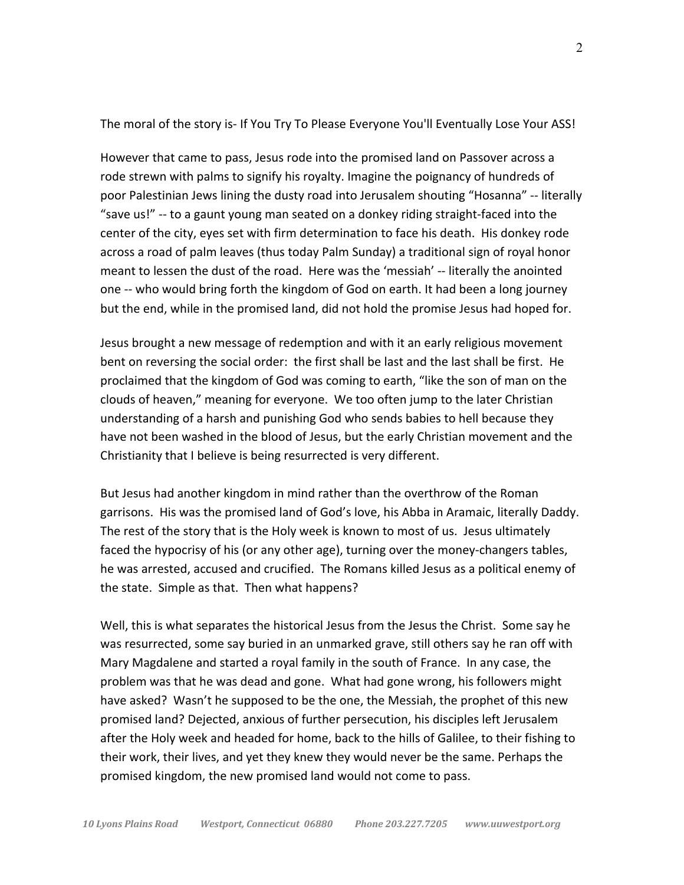The moral of the story is- If You Try To Please Everyone You'll Eventually Lose Your ASS!

However that came to pass, Jesus rode into the promised land on Passover across a rode strewn with palms to signify his royalty. Imagine the poignancy of hundreds of poor Palestinian Jews lining the dusty road into Jerusalem shouting "Hosanna" -- literally "save us!" -- to a gaunt young man seated on a donkey riding straight-faced into the center of the city, eyes set with firm determination to face his death. His donkey rode across a road of palm leaves (thus today Palm Sunday) a traditional sign of royal honor meant to lessen the dust of the road. Here was the 'messiah' -- literally the anointed one -- who would bring forth the kingdom of God on earth. It had been a long journey but the end, while in the promised land, did not hold the promise Jesus had hoped for.

Jesus brought a new message of redemption and with it an early religious movement bent on reversing the social order: the first shall be last and the last shall be first. He proclaimed that the kingdom of God was coming to earth, "like the son of man on the clouds of heaven," meaning for everyone. We too often jump to the later Christian understanding of a harsh and punishing God who sends babies to hell because they have not been washed in the blood of Jesus, but the early Christian movement and the Christianity that I believe is being resurrected is very different.

But Jesus had another kingdom in mind rather than the overthrow of the Roman garrisons. His was the promised land of God's love, his Abba in Aramaic, literally Daddy. The rest of the story that is the Holy week is known to most of us. Jesus ultimately faced the hypocrisy of his (or any other age), turning over the money-changers tables, he was arrested, accused and crucified. The Romans killed Jesus as a political enemy of the state. Simple as that. Then what happens?

Well, this is what separates the historical Jesus from the Jesus the Christ. Some say he was resurrected, some say buried in an unmarked grave, still others say he ran off with Mary Magdalene and started a royal family in the south of France. In any case, the problem was that he was dead and gone. What had gone wrong, his followers might have asked? Wasn't he supposed to be the one, the Messiah, the prophet of this new promised land? Dejected, anxious of further persecution, his disciples left Jerusalem after the Holy week and headed for home, back to the hills of Galilee, to their fishing to their work, their lives, and yet they knew they would never be the same. Perhaps the promised kingdom, the new promised land would not come to pass.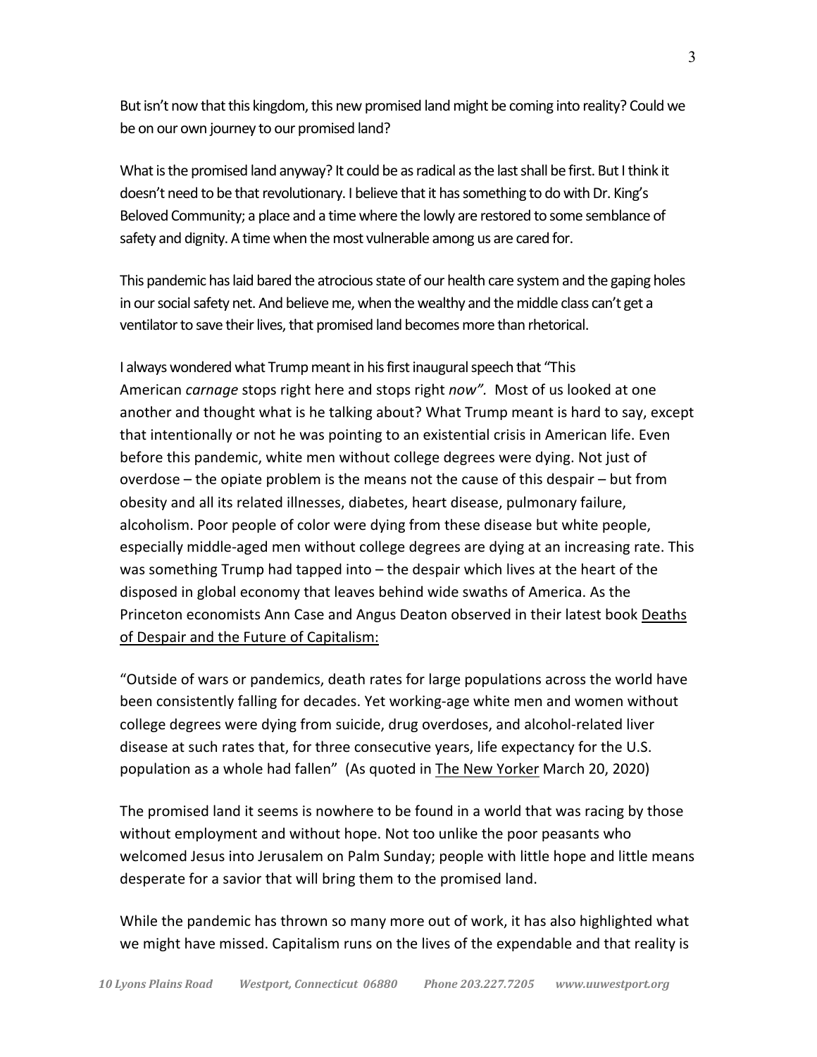But isn't now that this kingdom, this new promised land might be coming into reality? Could we be on our own journey to our promised land?

What is the promised land anyway? It could be as radical as the last shall be first. But I think it doesn't need to be that revolutionary. I believe that it has something to do with Dr. King's Beloved Community; a place and a time where the lowly are restored to some semblance of safety and dignity. A time when the most vulnerable among us are cared for.

This pandemic has laid bared the atrocious state of our health care system and the gaping holes in our social safety net. And believe me, when the wealthy and the middle class can't get a ventilator to save their lives, that promised land becomes more than rhetorical.

I always wondered what Trump meant in his first inaugural speech that "This American *carnage* stops right here and stops right *now".* Most of us looked at one another and thought what is he talking about? What Trump meant is hard to say, except that intentionally or not he was pointing to an existential crisis in American life. Even before this pandemic, white men without college degrees were dying. Not just of overdose – the opiate problem is the means not the cause of this despair – but from obesity and all its related illnesses, diabetes, heart disease, pulmonary failure, alcoholism. Poor people of color were dying from these disease but white people, especially middle-aged men without college degrees are dying at an increasing rate. This was something Trump had tapped into – the despair which lives at the heart of the disposed in global economy that leaves behind wide swaths of America. As the Princeton economists Ann Case and Angus Deaton observed in their latest book <u>Deaths of Despair and the Future of Capitalism:</u>

"Outside of wars or pandemics, death rates for large populations across the world have been consistently falling for decades. Yet working-age white men and women without college degrees were dying from suicide, drug overdoses, and alcohol-related liver disease at such rates that, for three consecutive years, life expectancy for the U.S. population as a whole had fallen" (As quoted in <u>The New Yorker</u> March 20, 2020)

The promised land it seems is nowhere to be found in a world that was racing by those without employment and without hope. Not too unlike the poor peasants who welcomed Jesus into Jerusalem on Palm Sunday; people with little hope and little means desperate for a savior that will bring them to the promised land.

While the pandemic has thrown so many more out of work, it has also highlighted what we might have missed. Capitalism runs on the lives of the expendable and that reality is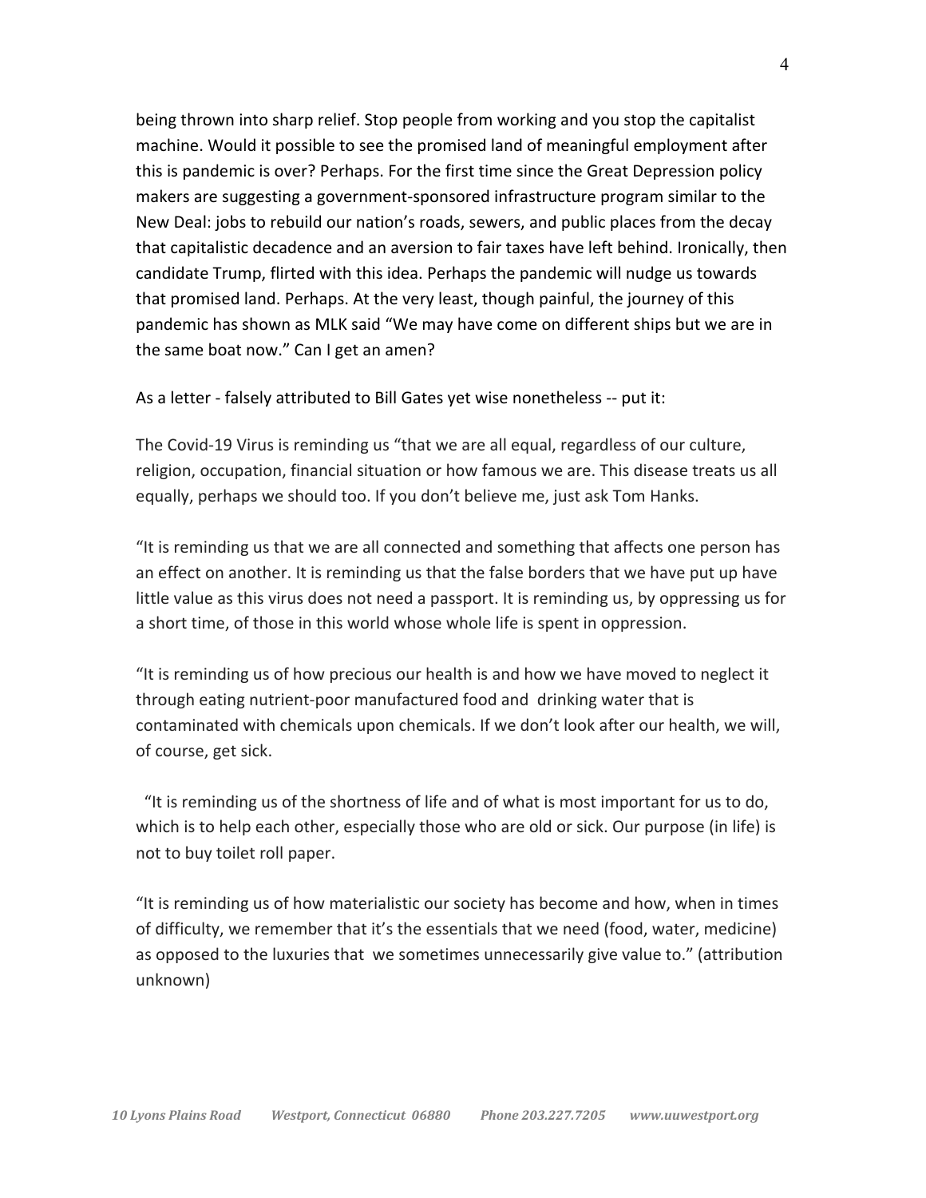being thrown into sharp relief. Stop people from working and you stop the capitalist machine. Would it possible to see the promised land of meaningful employment after this is pandemic is over? Perhaps. For the first time since the Great Depression policy makers are suggesting a government-sponsored infrastructure program similar to the New Deal: jobs to rebuild our nation's roads, sewers, and public places from the decay that capitalistic decadence and an aversion to fair taxes have left behind. Ironically, then candidate Trump, flirted with this idea. Perhaps the pandemic will nudge us towards that promised land. Perhaps. At the very least, though painful, the journey of this pandemic has shown as MLK said "We may have come on different ships but we are in the same boat now." Can I get an amen?

As a letter - falsely attributed to Bill Gates yet wise nonetheless -- put it:

The Covid-19 Virus is reminding us "that we are all equal, regardless of our culture, religion, occupation, financial situation or how famous we are. This disease treats us all equally, perhaps we should too. If you don't believe me, just ask Tom Hanks.

"It is reminding us that we are all connected and something that affects one person has an effect on another. It is reminding us that the false borders that we have put up have little value as this virus does not need a passport. It is reminding us, by oppressing us for a short time, of those in this world whose whole life is spent in oppression.

"It is reminding us of how precious our health is and how we have moved to neglect it through eating nutrient-poor manufactured food and drinking water that is contaminated with chemicals upon chemicals. If we don't look after our health, we will, of course, get sick.

"It is reminding us of the shortness of life and of what is most important for us to do, which is to help each other, especially those who are old or sick. Our purpose (in life) is not to buy toilet roll paper.

"It is reminding us of how materialistic our society has become and how, when in times of difficulty, we remember that it's the essentials that we need (food, water, medicine) as opposed to the luxuries that we sometimes unnecessarily give value to." (attribution unknown)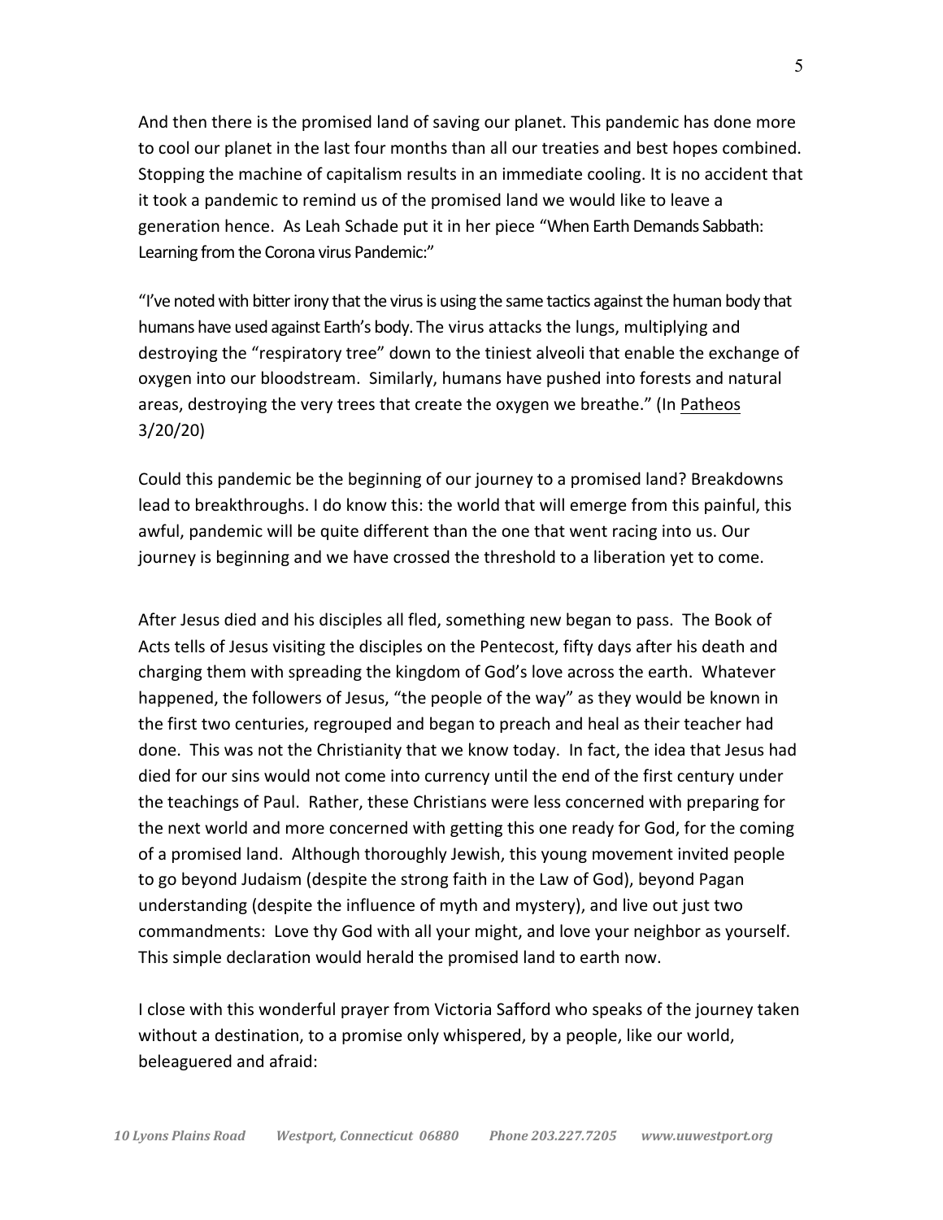And then there is the promised land of saving our planet. This pandemic has done more to cool our planet in the last four months than all our treaties and best hopes combined. Stopping the machine of capitalism results in an immediate cooling. It is no accident that it took a pandemic to remind us of the promised land we would like to leave a generation hence. As Leah Schade put it in her piece "When Earth Demands Sabbath: Learning from the Corona virus Pandemic:"

"I've noted with bitter irony that the virus is using the same tactics against the human body that humans have used against Earth's body. The virus attacks the lungs, multiplying and destroying the "respiratory tree" down to the tiniest alveoli that enable the exchange of oxygen into our bloodstream. Similarly, humans have pushed into forests and natural areas, destroying the very trees that create the oxygen we breathe." (In Patheos 3/20/20)

Could this pandemic be the beginning of our journey to a promised land? Breakdowns lead to breakthroughs. I do know this: the world that will emerge from this painful, this awful, pandemic will be quite different than the one that went racing into us. Our journey is beginning and we have crossed the threshold to a liberation yet to come.

After Jesus died and his disciples all fled, something new began to pass. The Book of Acts tells of Jesus visiting the disciples on the Pentecost, fifty days after his death and charging them with spreading the kingdom of God's love across the earth. Whatever happened, the followers of Jesus, "the people of the way" as they would be known in the first two centuries, regrouped and began to preach and heal as their teacher had done. This was not the Christianity that we know today. In fact, the idea that Jesus had died for our sins would not come into currency until the end of the first century under the teachings of Paul. Rather, these Christians were less concerned with preparing for the next world and more concerned with getting this one ready for God, for the coming of a promised land. Although thoroughly Jewish, this young movement invited people to go beyond Judaism (despite the strong faith in the Law of God), beyond Pagan understanding (despite the influence of myth and mystery), and live out just two commandments: Love thy God with all your might, and love your neighbor as yourself. This simple declaration would herald the promised land to earth now.

I close with this wonderful prayer from Victoria Safford who speaks of the journey taken without a destination, to a promise only whispered, by a people, like our world, beleaguered and afraid: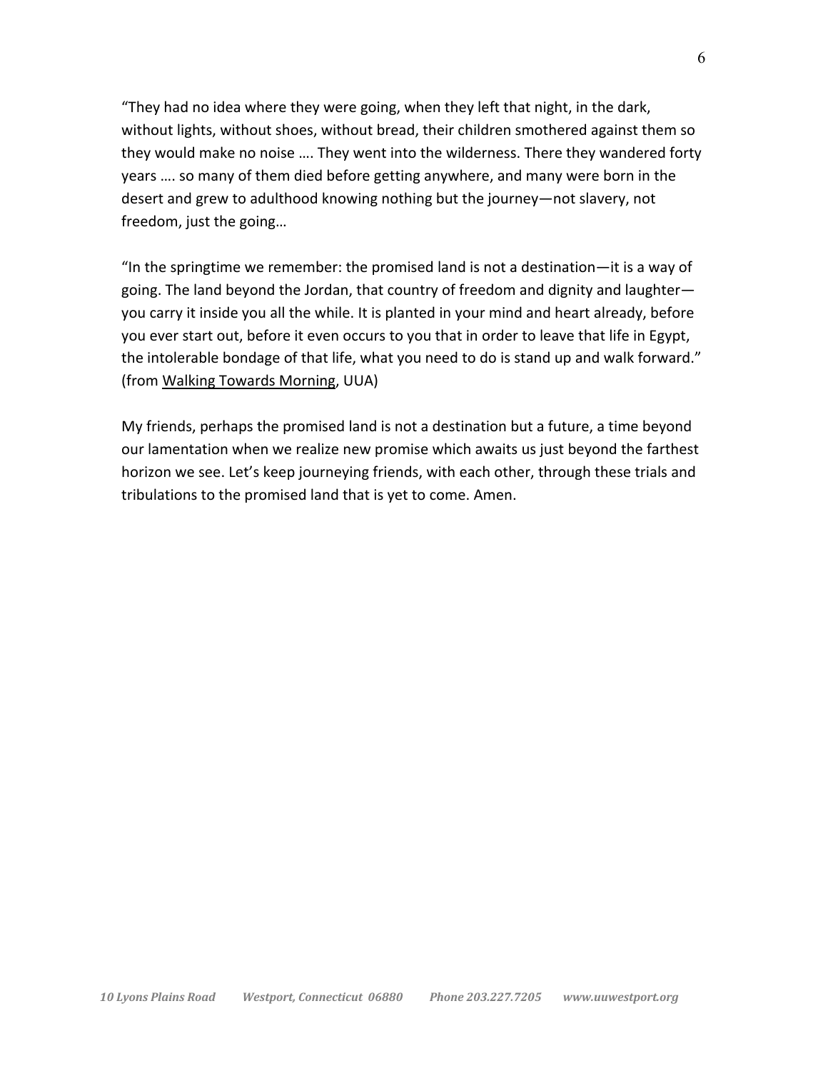"They had no idea where they were going, when they left that night, in the dark, without lights, without shoes, without bread, their children smothered against them so they would make no noise …. They went into the wilderness. There they wandered forty years …. so many of them died before getting anywhere, and many were born in the desert and grew to adulthood knowing nothing but the journey—not slavery, not freedom, just the going…

"In the springtime we remember: the promised land is not a destination—it is a way of going. The land beyond the Jordan, that country of freedom and dignity and laughter—you carry it inside you all the while. It is planted in your mind and heart already, before you ever start out, before it even occurs to you that in order to leave that life in Egypt, the intolerable bondage of that life, what you need to do is stand up and walk forward." (from Walking Towards Morning, UUA)

My friends, perhaps the promised land is not a destination but a future, a time beyond our lamentation when we realize new promise which awaits us just beyond the farthest horizon we see. Let's keep journeying friends, with each other, through these trials and tribulations to the promised land that is yet to come. Amen.